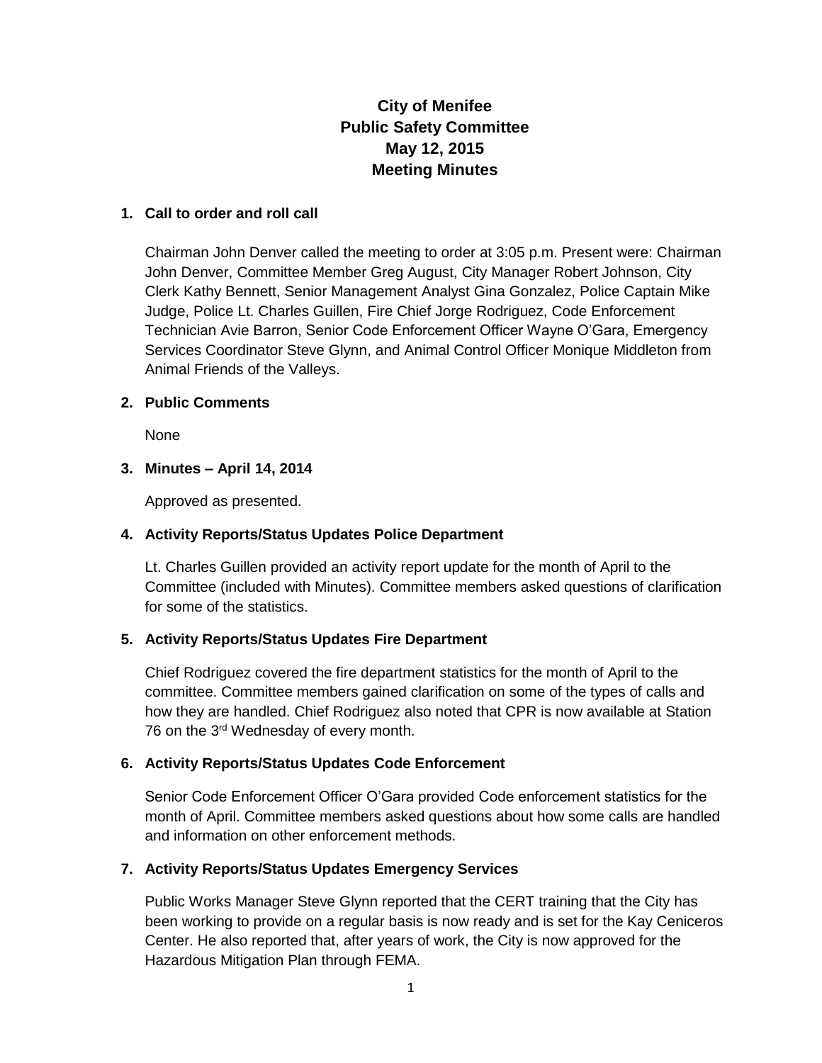# City of Menifee Public Safety Committee May 12, 2015 Meeting Minutes

**1. Call to order and roll call**

Chairman John Denver called the meeting to order at 3:05 p.m. Present were: Chairman John Denver, Committee Member Greg August, City Manager Robert Johnson, City Clerk Kathy Bennett, Senior Management Analyst Gina Gonzalez, Police Captain Mike Judge, Police Lt. Charles Guillen, Fire Chief Jorge Rodriguez, Code Enforcement Technician Avie Barron, Senior Code Enforcement Officer Wayne O'Gara, Emergency Services Coordinator Steve Glynn, and Animal Control Officer Monique Middleton from Animal Friends of the Valleys.

**2. Public Comments**

None

**3. Minutes – April 14, 2014**

Approved as presented.

**4. Activity Reports/Status Updates Police Department**

Lt. Charles Guillen provided an activity report update for the month of April to the Committee (included with Minutes). Committee members asked questions of clarification for some of the statistics.

**5. Activity Reports/Status Updates Fire Department**

Chief Rodriguez covered the fire department statistics for the month of April to the committee. Committee members gained clarification on some of the types of calls and how they are handled. Chief Rodriguez also noted that CPR is now available at Station 76 on the 3rd Wednesday of every month.

**6. Activity Reports/Status Updates Code Enforcement**

Senior Code Enforcement Officer O'Gara provided Code enforcement statistics for the month of April. Committee members asked questions about how some calls are handled and information on other enforcement methods.

**7. Activity Reports/Status Updates Emergency Services**

Public Works Manager Steve Glynn reported that the CERT training that the City has been working to provide on a regular basis is now ready and is set for the Kay Ceniceros Center. He also reported that, after years of work, the City is now approved for the Hazardous Mitigation Plan through FEMA.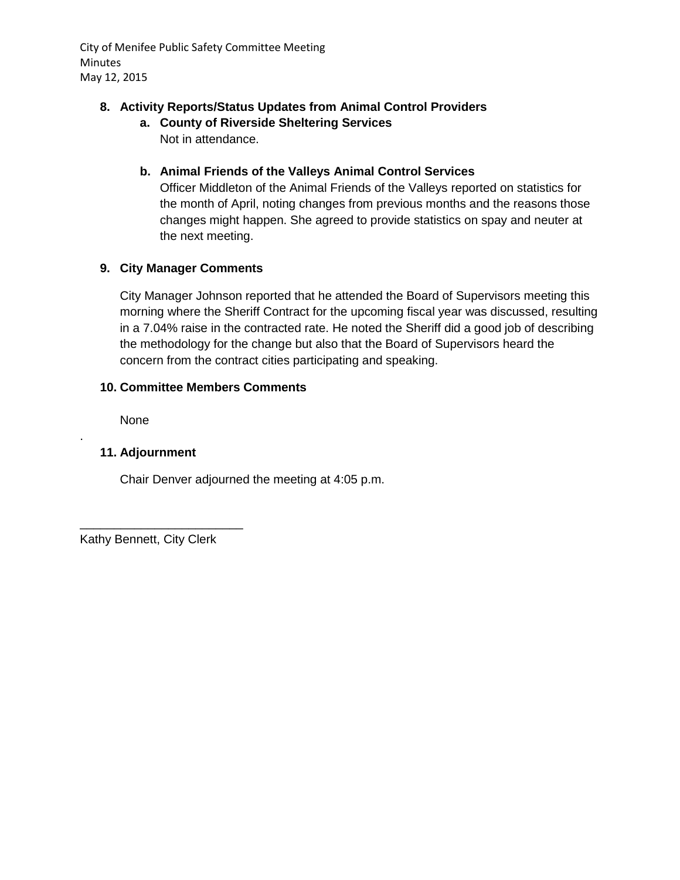**8. Activity Reports/Status Updates from Animal Control Providers**

**a. County of Riverside Sheltering Services**

Not in attendance.

**b. Animal Friends of the Valleys Animal Control Services**

Officer Middleton of the Animal Friends of the Valleys reported on statistics for the month of April, noting changes from previous months and the reasons those changes might happen. She agreed to provide statistics on spay and neuter at the next meeting.

**9. City Manager Comments**

City Manager Johnson reported that he attended the Board of Supervisors meeting this morning where the Sheriff Contract for the upcoming fiscal year was discussed, resulting in a 7.04% raise in the contracted rate. He noted the Sheriff did a good job of describing the methodology for the change but also that the Board of Supervisors heard the concern from the contract cities participating and speaking.

**10. Committee Members Comments**

None

.

**11. Adjournment**

Chair Denver adjourned the meeting at 4:05 p.m.

\_\_\_\_\_\_\_\_\_\_\_\_\_\_\_\_\_\_\_\_\_\_\_\_

Kathy Bennett, City Clerk